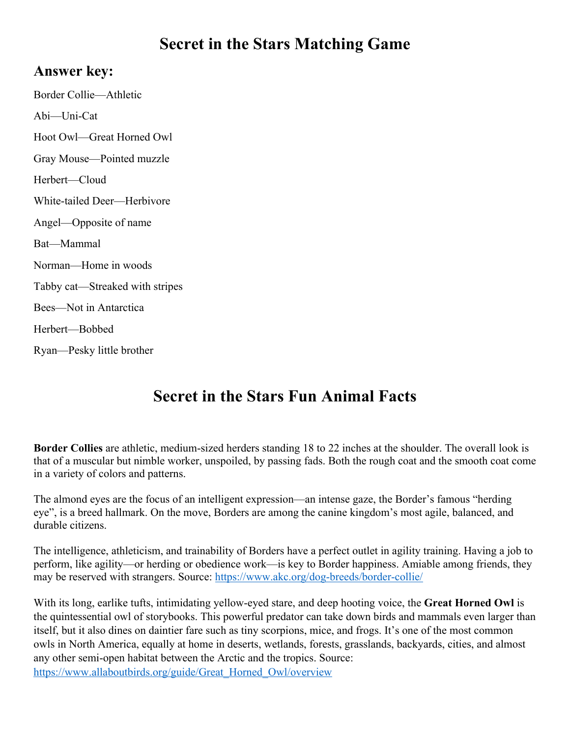# Secret in the Stars Matching Game

## Answer key:

Border Collie—Athletic

Abi—Uni-Cat

Hoot Owl—Great Horned Owl

Gray Mouse—Pointed muzzle

Herbert—Cloud

White-tailed Deer—Herbivore

Angel—Opposite of name

Bat—Mammal

Norman—Home in woods

Tabby cat—Streaked with stripes

Bees—Not in Antarctica

Herbert—Bobbed

Ryan—Pesky little brother

# Secret in the Stars Fun Animal Facts

**Border Collies** are athletic, medium-sized herders standing 18 to 22 inches at the shoulder. The overall look is that of a muscular but nimble worker, unspoiled, by passing fads. Both the rough coat and the smooth coat come in a variety of colors and patterns.

The almond eyes are the focus of an intelligent expression—an intense gaze, the Border's famous "herding eye", is a breed hallmark. On the move, Borders are among the canine kingdom's most agile, balanced, and durable citizens.

The intelligence, athleticism, and trainability of Borders have a perfect outlet in agility training. Having a job to perform, like agility—or herding or obedience work—is key to Border happiness. Amiable among friends, they may be reserved with strangers. Source: https://www.akc.org/dog-breeds/border-collie/

With its long, earlike tufts, intimidating yellow-eyed stare, and deep hooting voice, the **Great Horned Owl** is the quintessential owl of storybooks. This powerful predator can take down birds and mammals even larger than itself, but it also dines on daintier fare such as tiny scorpions, mice, and frogs. It's one of the most common owls in North America, equally at home in deserts, wetlands, forests, grasslands, backyards, cities, and almost any other semi-open habitat between the Arctic and the tropics. Source: https://www.allaboutbirds.org/guide/Great_Horned_Owl/overview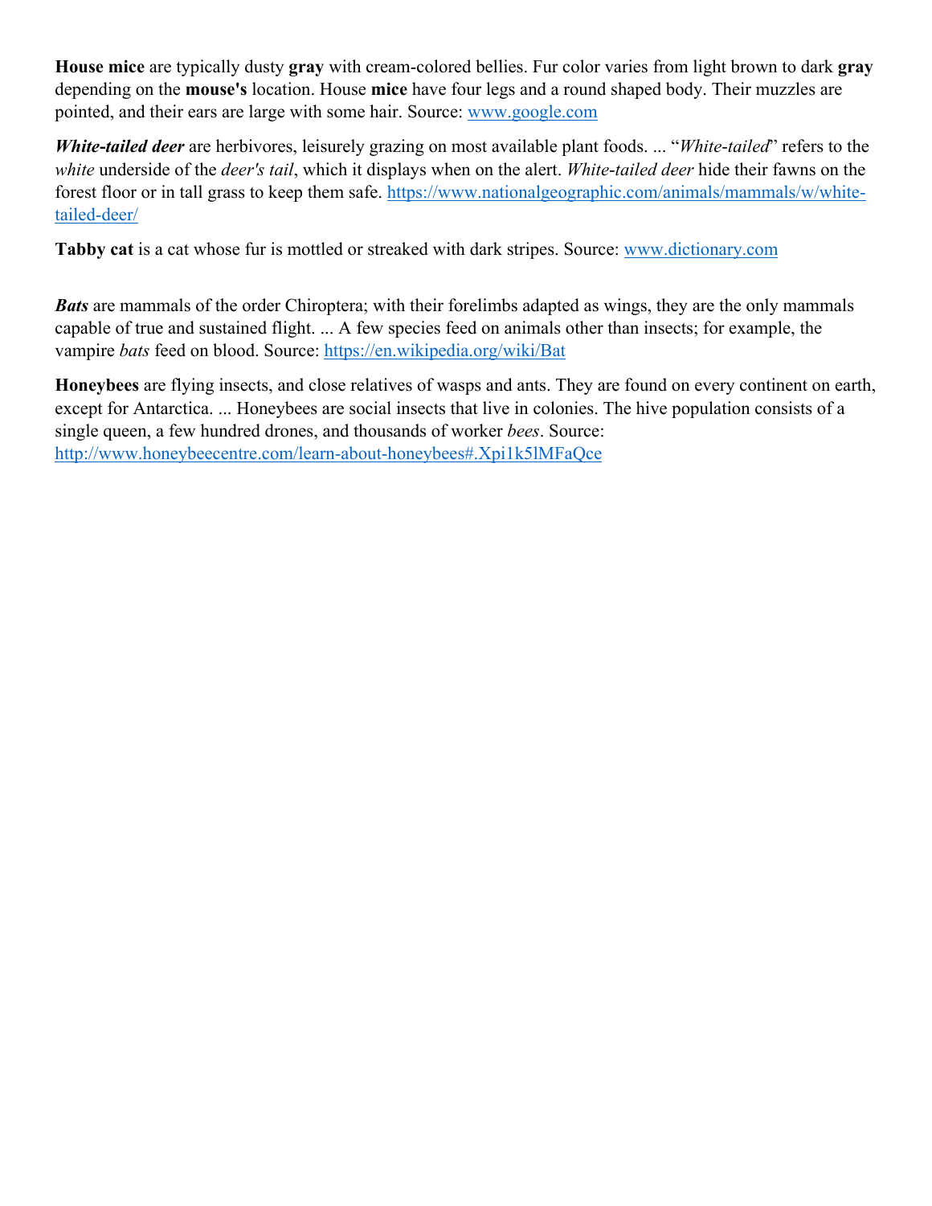**House mice** are typically dusty **gray** with cream-colored bellies. Fur color varies from light brown to dark **gray** depending on the **mouse's** location. House **mice** have four legs and a round shaped body. Their muzzles are pointed, and their ears are large with some hair. Source: www.google.com

***White-tailed deer*** are herbivores, leisurely grazing on most available plant foods. ... "*White-tailed*" refers to the *white* underside of the *deer's tail*, which it displays when on the alert. *White-tailed deer* hide their fawns on the forest floor or in tall grass to keep them safe. https://www.nationalgeographic.com/animals/mammals/w/white-tailed-deer/

**Tabby cat** is a cat whose fur is mottled or streaked with dark stripes. Source: www.dictionary.com

***Bats*** are mammals of the order Chiroptera; with their forelimbs adapted as wings, they are the only mammals capable of true and sustained flight. ... A few species feed on animals other than insects; for example, the vampire *bats* feed on blood. Source: https://en.wikipedia.org/wiki/Bat

**Honeybees** are flying insects, and close relatives of wasps and ants. They are found on every continent on earth, except for Antarctica. ... Honeybees are social insects that live in colonies. The hive population consists of a single queen, a few hundred drones, and thousands of worker *bees*. Source: http://www.honeybeecentre.com/learn-about-honeybees#.Xpi1k5lMFaQce